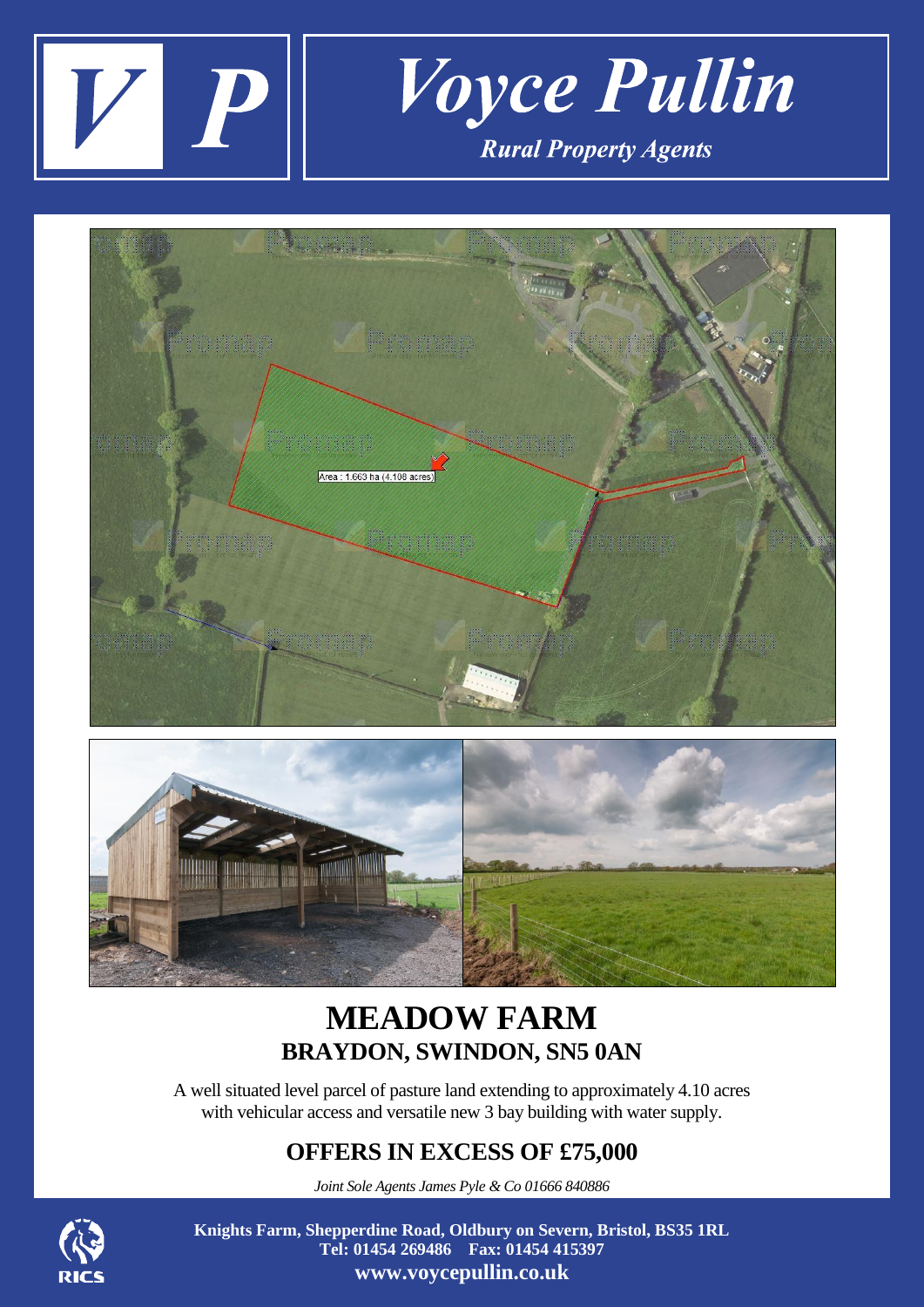# Voyce Pullin

*Rural Property Agents*

Area : 1.663 ha (4.108 acres)

# MEADOW FARM

## BRAYDON, SWINDON, SN5 0AN

A well situated level parcel of pasture land extending to approximately 4.10 acres with vehicular access and versatile new 3 bay building with water supply.

## OFFERS IN EXCESS OF £75,000

*Joint Sole Agents James Pyle & Co 01666 840886*

**Knights Farm, Shepperdine Road, Oldbury on Severn, Bristol, BS35 1RL**
**Tel: 01454 269486 Fax: 01454 415397**
**www.voycepullin.co.uk**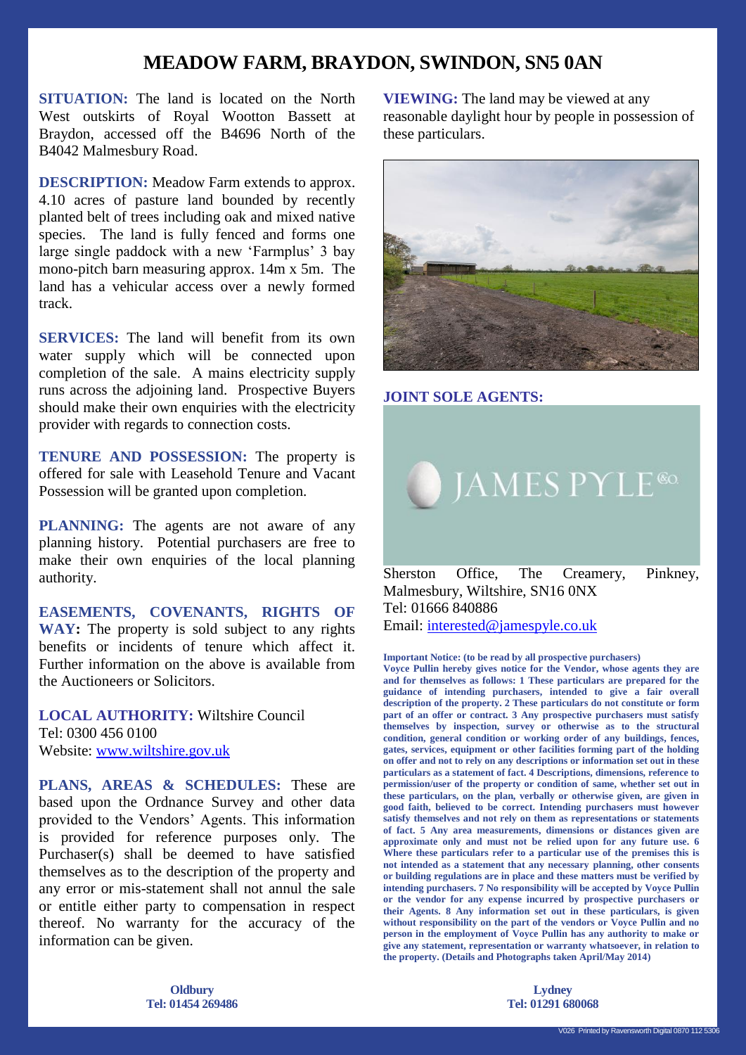# MEADOW FARM, BRAYDON, SWINDON, SN5 0AN

**SITUATION:** The land is located on the North West outskirts of Royal Wootton Bassett at Braydon, accessed off the B4696 North of the B4042 Malmesbury Road.

**DESCRIPTION:** Meadow Farm extends to approx. 4.10 acres of pasture land bounded by recently planted belt of trees including oak and mixed native species. The land is fully fenced and forms one large single paddock with a new 'Farmplus' 3 bay mono-pitch barn measuring approx. 14m x 5m. The land has a vehicular access over a newly formed track.

**SERVICES:** The land will benefit from its own water supply which will be connected upon completion of the sale. A mains electricity supply runs across the adjoining land. Prospective Buyers should make their own enquiries with the electricity provider with regards to connection costs.

**TENURE AND POSSESSION:** The property is offered for sale with Leasehold Tenure and Vacant Possession will be granted upon completion.

**PLANNING:** The agents are not aware of any planning history. Potential purchasers are free to make their own enquiries of the local planning authority.

**EASEMENTS, COVENANTS, RIGHTS OF WAY:** The property is sold subject to any rights benefits or incidents of tenure which affect it. Further information on the above is available from the Auctioneers or Solicitors.

**LOCAL AUTHORITY:** Wiltshire Council
Tel: 0300 456 0100
Website: www.wiltshire.gov.uk

**PLANS, AREAS & SCHEDULES:** These are based upon the Ordnance Survey and other data provided to the Vendors' Agents. This information is provided for reference purposes only. The Purchaser(s) shall be deemed to have satisfied themselves as to the description of the property and any error or mis-statement shall not annul the sale or entitle either party to compensation in respect thereof. No warranty for the accuracy of the information can be given.

**VIEWING:** The land may be viewed at any reasonable daylight hour by people in possession of these particulars.

**JOINT SOLE AGENTS:**

JAMES PYLE & Co.

Sherston Office, The Creamery, Pinkney, Malmesbury, Wiltshire, SN16 0NX
Tel: 01666 840886
Email: interested@jamespyle.co.uk

**Important Notice: (to be read by all prospective purchasers)**
**Voyce Pullin hereby gives notice for the Vendor, whose agents they are and for themselves as follows: 1 These particulars are prepared for the guidance of intending purchasers, intended to give a fair overall description of the property. 2 These particulars do not constitute or form part of an offer or contract. 3 Any prospective purchasers must satisfy themselves by inspection, survey or otherwise as to the structural condition, general condition or working order of any buildings, fences, gates, services, equipment or other facilities forming part of the holding on offer and not to rely on any descriptions or information set out in these particulars as a statement of fact. 4 Descriptions, dimensions, reference to permission/user of the property or condition of same, whether set out in these particulars, on the plan, verbally or otherwise given, are given in good faith, believed to be correct. Intending purchasers must however satisfy themselves and not rely on them as representations or statements of fact. 5 Any area measurements, dimensions or distances given are approximate only and must not be relied upon for any future use. 6 Where these particulars refer to a particular use of the premises this is not intended as a statement that any necessary planning, other consents or building regulations are in place and these matters must be verified by intending purchasers. 7 No responsibility will be accepted by Voyce Pullin or the vendor for any expense incurred by prospective purchasers or their Agents. 8 Any information set out in these particulars, is given without responsibility on the part of the vendors or Voyce Pullin and no person in the employment of Voyce Pullin has any authority to make or give any statement, representation or warranty whatsoever, in relation to the property. (Details and Photographs taken April/May 2014)**

**Oldbury**
**Tel: 01454 269486**

**Lydney**
**Tel: 01291 680068**